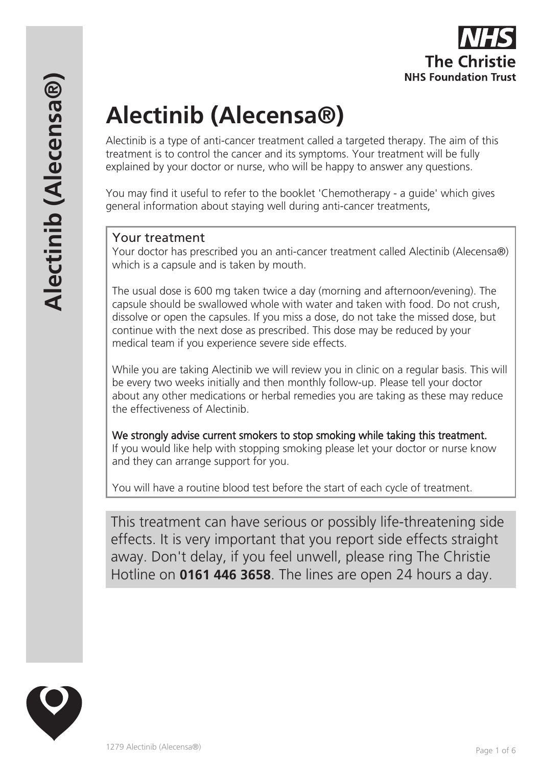# Alectinib (Alecensa®)

Alectinib is a type of anti-cancer treatment called a targeted therapy. The aim of this treatment is to control the cancer and its symptoms. Your treatment will be fully explained by your doctor or nurse, who will be happy to answer any questions.

You may find it useful to refer to the booklet 'Chemotherapy - a guide' which gives general information about staying well during anti-cancer treatments,

## Your treatment

Your doctor has prescribed you an anti-cancer treatment called Alectinib (Alecensa®) which is a capsule and is taken by mouth.

The usual dose is 600 mg taken twice a day (morning and afternoon/evening). The capsule should be swallowed whole with water and taken with food. Do not crush, dissolve or open the capsules. If you miss a dose, do not take the missed dose, but continue with the next dose as prescribed. This dose may be reduced by your medical team if you experience severe side effects.

While you are taking Alectinib we will review you in clinic on a regular basis. This will be every two weeks initially and then monthly follow-up. Please tell your doctor about any other medications or herbal remedies you are taking as these may reduce the effectiveness of Alectinib.

We strongly advise current smokers to stop smoking while taking this treatment.
If you would like help with stopping smoking please let your doctor or nurse know and they can arrange support for you.

You will have a routine blood test before the start of each cycle of treatment.

This treatment can have serious or possibly life-threatening side effects. It is very important that you report side effects straight away. Don't delay, if you feel unwell, please ring The Christie Hotline on **0161 446 3658**. The lines are open 24 hours a day.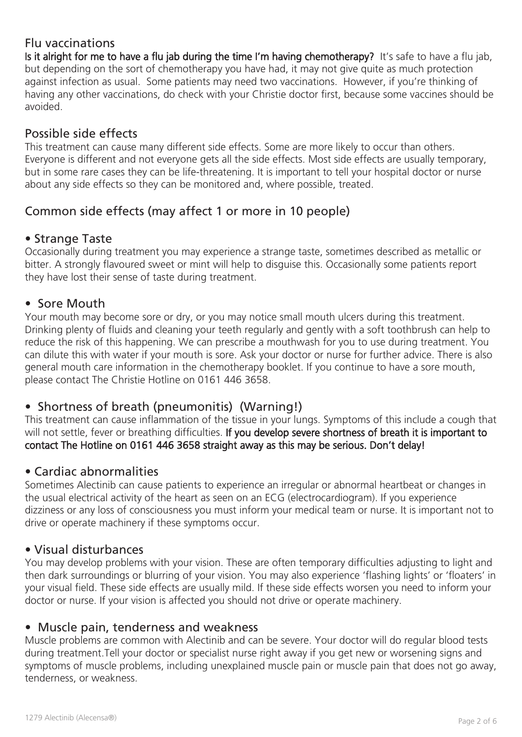## Flu vaccinations

**Is it alright for me to have a flu jab during the time I'm having chemotherapy?** It's safe to have a flu jab, but depending on the sort of chemotherapy you have had, it may not give quite as much protection against infection as usual. Some patients may need two vaccinations. However, if you're thinking of having any other vaccinations, do check with your Christie doctor first, because some vaccines should be avoided.

## Possible side effects

This treatment can cause many different side effects. Some are more likely to occur than others. Everyone is different and not everyone gets all the side effects. Most side effects are usually temporary, but in some rare cases they can be life-threatening. It is important to tell your hospital doctor or nurse about any side effects so they can be monitored and, where possible, treated.

## Common side effects (may affect 1 or more in 10 people)

### • Strange Taste

Occasionally during treatment you may experience a strange taste, sometimes described as metallic or bitter. A strongly flavoured sweet or mint will help to disguise this. Occasionally some patients report they have lost their sense of taste during treatment.

### • Sore Mouth

Your mouth may become sore or dry, or you may notice small mouth ulcers during this treatment. Drinking plenty of fluids and cleaning your teeth regularly and gently with a soft toothbrush can help to reduce the risk of this happening. We can prescribe a mouthwash for you to use during treatment. You can dilute this with water if your mouth is sore. Ask your doctor or nurse for further advice. There is also general mouth care information in the chemotherapy booklet. If you continue to have a sore mouth, please contact The Christie Hotline on 0161 446 3658.

### • Shortness of breath (pneumonitis) (Warning!)

This treatment can cause inflammation of the tissue in your lungs. Symptoms of this include a cough that will not settle, fever or breathing difficulties. **If you develop severe shortness of breath it is important to contact The Hotline on 0161 446 3658 straight away as this may be serious. Don't delay!**

### • Cardiac abnormalities

Sometimes Alectinib can cause patients to experience an irregular or abnormal heartbeat or changes in the usual electrical activity of the heart as seen on an ECG (electrocardiogram). If you experience dizziness or any loss of consciousness you must inform your medical team or nurse. It is important not to drive or operate machinery if these symptoms occur.

### • Visual disturbances

You may develop problems with your vision. These are often temporary difficulties adjusting to light and then dark surroundings or blurring of your vision. You may also experience 'flashing lights' or 'floaters' in your visual field. These side effects are usually mild. If these side effects worsen you need to inform your doctor or nurse. If your vision is affected you should not drive or operate machinery.

### • Muscle pain, tenderness and weakness

Muscle problems are common with Alectinib and can be severe. Your doctor will do regular blood tests during treatment.Tell your doctor or specialist nurse right away if you get new or worsening signs and symptoms of muscle problems, including unexplained muscle pain or muscle pain that does not go away, tenderness, or weakness.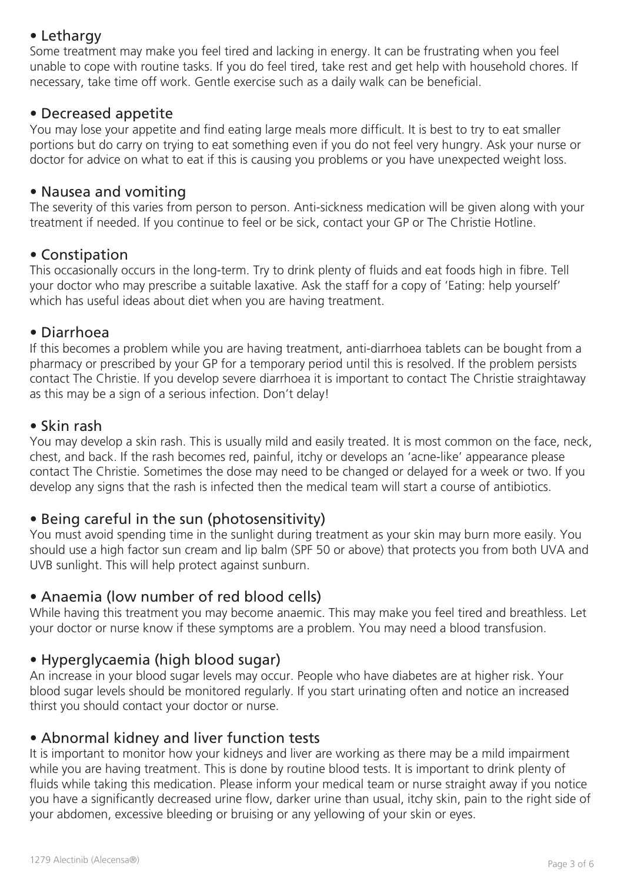### • Lethargy

Some treatment may make you feel tired and lacking in energy. It can be frustrating when you feel unable to cope with routine tasks. If you do feel tired, take rest and get help with household chores. If necessary, take time off work. Gentle exercise such as a daily walk can be beneficial.

### • Decreased appetite

You may lose your appetite and find eating large meals more difficult. It is best to try to eat smaller portions but do carry on trying to eat something even if you do not feel very hungry. Ask your nurse or doctor for advice on what to eat if this is causing you problems or you have unexpected weight loss.

### • Nausea and vomiting

The severity of this varies from person to person. Anti-sickness medication will be given along with your treatment if needed. If you continue to feel or be sick, contact your GP or The Christie Hotline.

### • Constipation

This occasionally occurs in the long-term. Try to drink plenty of fluids and eat foods high in fibre. Tell your doctor who may prescribe a suitable laxative. Ask the staff for a copy of 'Eating: help yourself' which has useful ideas about diet when you are having treatment.

### • Diarrhoea

If this becomes a problem while you are having treatment, anti-diarrhoea tablets can be bought from a pharmacy or prescribed by your GP for a temporary period until this is resolved. If the problem persists contact The Christie. If you develop severe diarrhoea it is important to contact The Christie straightaway as this may be a sign of a serious infection. Don't delay!

### • Skin rash

You may develop a skin rash. This is usually mild and easily treated. It is most common on the face, neck, chest, and back. If the rash becomes red, painful, itchy or develops an 'acne-like' appearance please contact The Christie. Sometimes the dose may need to be changed or delayed for a week or two. If you develop any signs that the rash is infected then the medical team will start a course of antibiotics.

### • Being careful in the sun (photosensitivity)

You must avoid spending time in the sunlight during treatment as your skin may burn more easily. You should use a high factor sun cream and lip balm (SPF 50 or above) that protects you from both UVA and UVB sunlight. This will help protect against sunburn.

### • Anaemia (low number of red blood cells)

While having this treatment you may become anaemic. This may make you feel tired and breathless. Let your doctor or nurse know if these symptoms are a problem. You may need a blood transfusion.

### • Hyperglycaemia (high blood sugar)

An increase in your blood sugar levels may occur. People who have diabetes are at higher risk. Your blood sugar levels should be monitored regularly. If you start urinating often and notice an increased thirst you should contact your doctor or nurse.

### • Abnormal kidney and liver function tests

It is important to monitor how your kidneys and liver are working as there may be a mild impairment while you are having treatment. This is done by routine blood tests. It is important to drink plenty of fluids while taking this medication. Please inform your medical team or nurse straight away if you notice you have a significantly decreased urine flow, darker urine than usual, itchy skin, pain to the right side of your abdomen, excessive bleeding or bruising or any yellowing of your skin or eyes.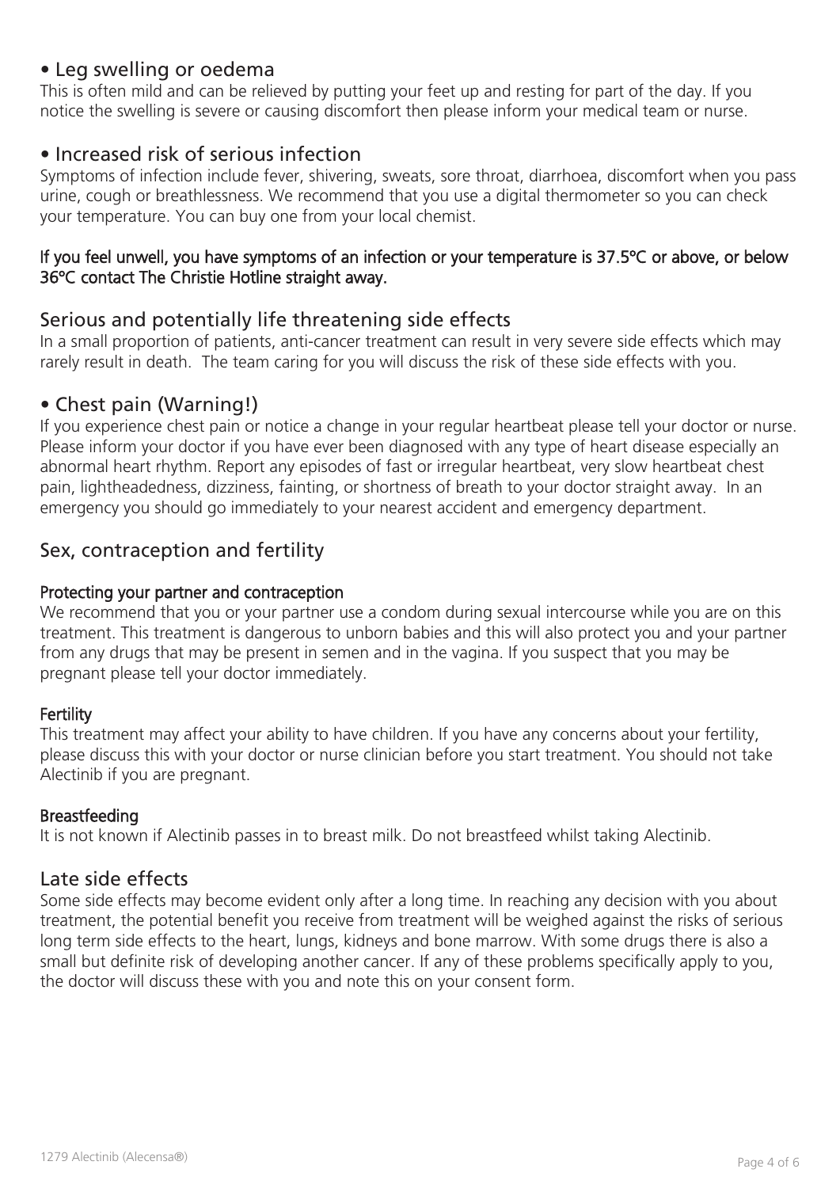## • Leg swelling or oedema

This is often mild and can be relieved by putting your feet up and resting for part of the day. If you notice the swelling is severe or causing discomfort then please inform your medical team or nurse.

## • Increased risk of serious infection

Symptoms of infection include fever, shivering, sweats, sore throat, diarrhoea, discomfort when you pass urine, cough or breathlessness. We recommend that you use a digital thermometer so you can check your temperature. You can buy one from your local chemist.

**If you feel unwell, you have symptoms of an infection or your temperature is 37.5ºC or above, or below 36ºC contact The Christie Hotline straight away.**

## Serious and potentially life threatening side effects

In a small proportion of patients, anti-cancer treatment can result in very severe side effects which may rarely result in death. The team caring for you will discuss the risk of these side effects with you.

## • Chest pain (Warning!)

If you experience chest pain or notice a change in your regular heartbeat please tell your doctor or nurse. Please inform your doctor if you have ever been diagnosed with any type of heart disease especially an abnormal heart rhythm. Report any episodes of fast or irregular heartbeat, very slow heartbeat chest pain, lightheadedness, dizziness, fainting, or shortness of breath to your doctor straight away. In an emergency you should go immediately to your nearest accident and emergency department.

## Sex, contraception and fertility

**Protecting your partner and contraception**

We recommend that you or your partner use a condom during sexual intercourse while you are on this treatment. This treatment is dangerous to unborn babies and this will also protect you and your partner from any drugs that may be present in semen and in the vagina. If you suspect that you may be pregnant please tell your doctor immediately.

**Fertility**

This treatment may affect your ability to have children. If you have any concerns about your fertility, please discuss this with your doctor or nurse clinician before you start treatment. You should not take Alectinib if you are pregnant.

**Breastfeeding**

It is not known if Alectinib passes in to breast milk. Do not breastfeed whilst taking Alectinib.

## Late side effects

Some side effects may become evident only after a long time. In reaching any decision with you about treatment, the potential benefit you receive from treatment will be weighed against the risks of serious long term side effects to the heart, lungs, kidneys and bone marrow. With some drugs there is also a small but definite risk of developing another cancer. If any of these problems specifically apply to you, the doctor will discuss these with you and note this on your consent form.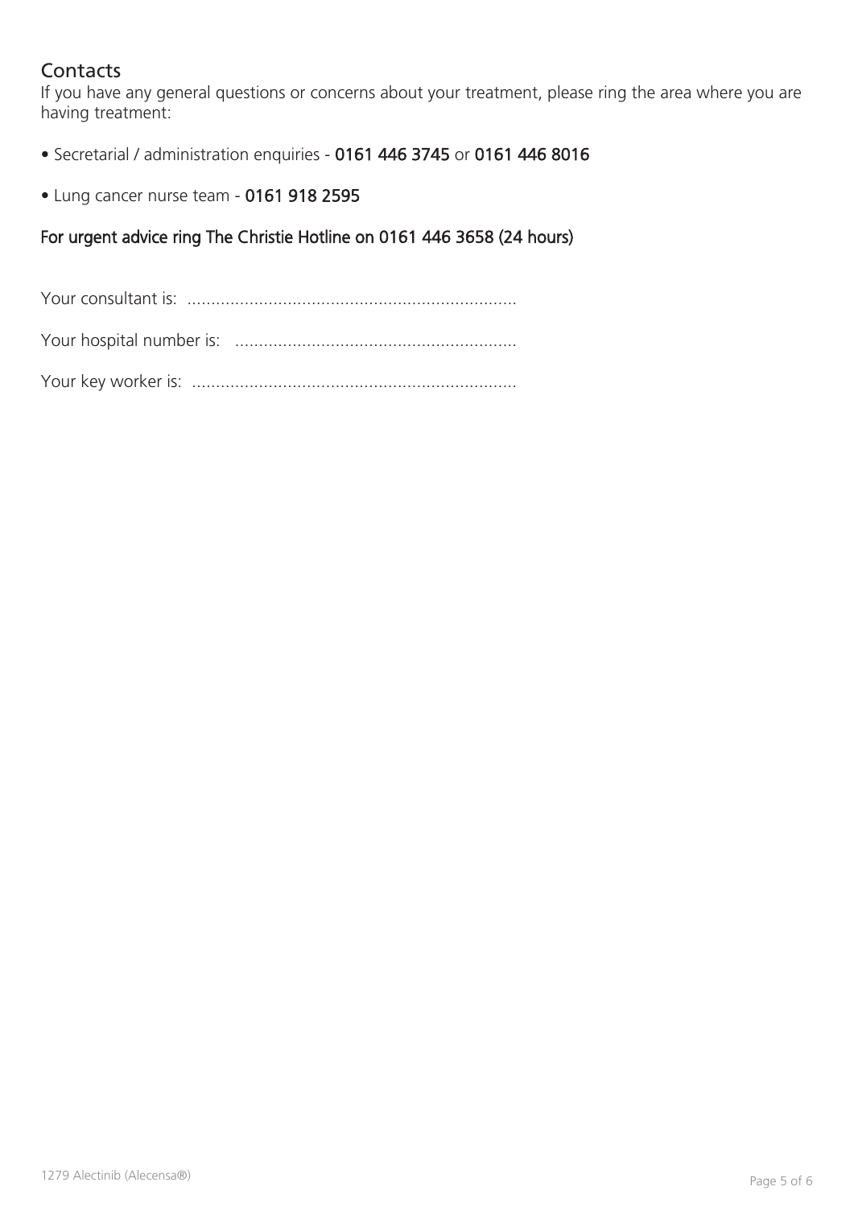## Contacts

If you have any general questions or concerns about your treatment, please ring the area where you are having treatment:

- Secretarial / administration enquiries - **0161 446 3745** or **0161 446 8016**
- Lung cancer nurse team - **0161 918 2595**

**For urgent advice ring The Christie Hotline on 0161 446 3658 (24 hours)**

Your consultant is: ....................................................................

Your hospital number is: ..........................................................

Your key worker is: ...................................................................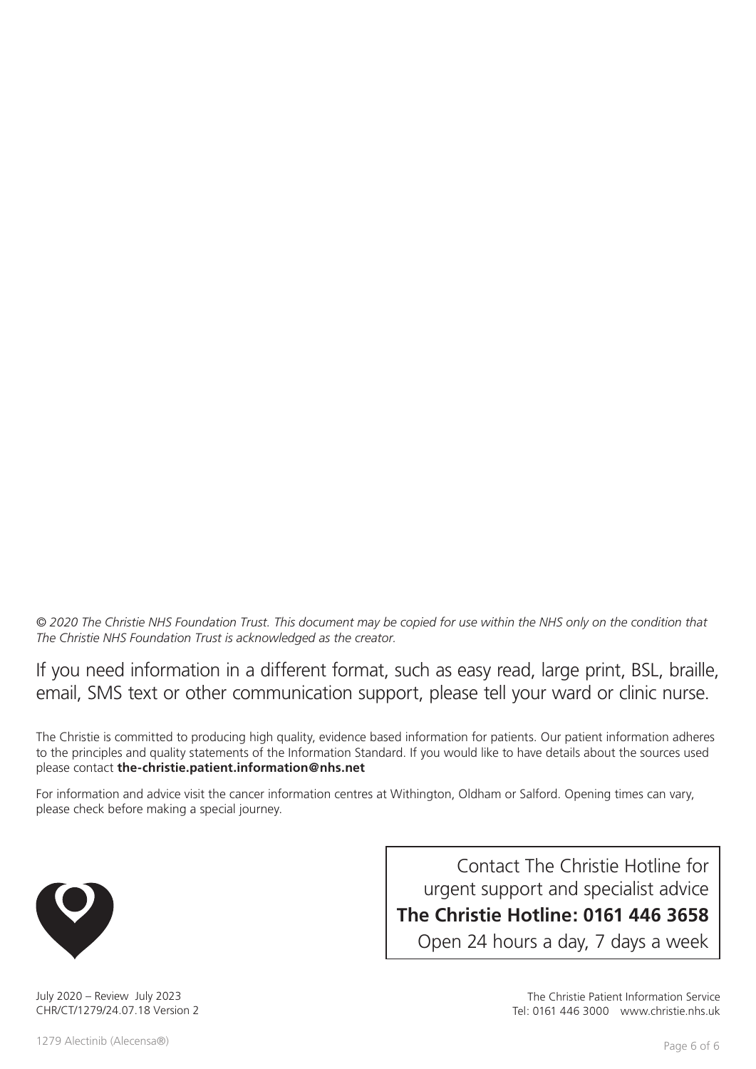*© 2020 The Christie NHS Foundation Trust. This document may be copied for use within the NHS only on the condition that The Christie NHS Foundation Trust is acknowledged as the creator.*

If you need information in a different format, such as easy read, large print, BSL, braille, email, SMS text or other communication support, please tell your ward or clinic nurse.

The Christie is committed to producing high quality, evidence based information for patients. Our patient information adheres to the principles and quality statements of the Information Standard. If you would like to have details about the sources used please contact **the-christie.patient.information@nhs.net**

For information and advice visit the cancer information centres at Withington, Oldham or Salford. Opening times can vary, please check before making a special journey.

Contact The Christie Hotline for urgent support and specialist advice
**The Christie Hotline: 0161 446 3658**
Open 24 hours a day, 7 days a week

July 2020 – Review July 2023
CHR/CT/1279/24.07.18 Version 2

The Christie Patient Information Service
Tel: 0161 446 3000 www.christie.nhs.uk

1279 Alectinib (Alecensa®)